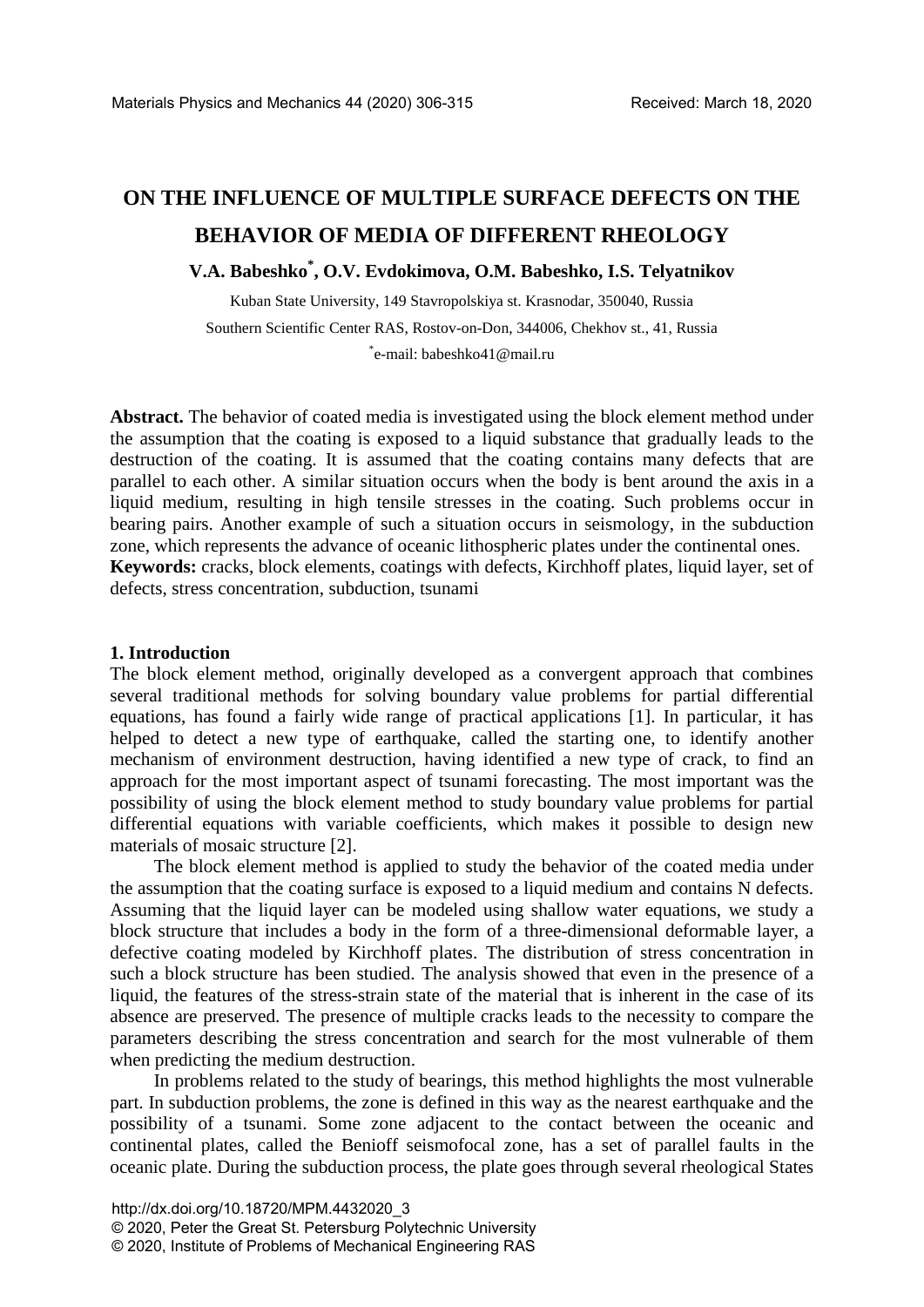# ON THE INFLUENCE OF MULTIPLE SURFACE DEFECTS ON THE BEHAVIOR OF MEDIA OF DIFFERENT RHEOLOGY

**V.A. Babeshko[*], O.V. Evdokimova, O.M. Babeshko, I.S. Telyatnikov**

Kuban State University, 149 Stavropolskiya st. Krasnodar, 350040, Russia

Southern Scientific Center RAS, Rostov-on-Don, 344006, Chekhov st., 41, Russia

[*]e-mail: babeshko41@mail.ru

**Abstract.** The behavior of coated media is investigated using the block element method under the assumption that the coating is exposed to a liquid substance that gradually leads to the destruction of the coating. It is assumed that the coating contains many defects that are parallel to each other. A similar situation occurs when the body is bent around the axis in a liquid medium, resulting in high tensile stresses in the coating. Such problems occur in bearing pairs. Another example of such a situation occurs in seismology, in the subduction zone, which represents the advance of oceanic lithospheric plates under the continental ones.

**Keywords:** cracks, block elements, coatings with defects, Kirchhoff plates, liquid layer, set of defects, stress concentration, subduction, tsunami

## 1. Introduction

The block element method, originally developed as a convergent approach that combines several traditional methods for solving boundary value problems for partial differential equations, has found a fairly wide range of practical applications [1]. In particular, it has helped to detect a new type of earthquake, called the starting one, to identify another mechanism of environment destruction, having identified a new type of crack, to find an approach for the most important aspect of tsunami forecasting. The most important was the possibility of using the block element method to study boundary value problems for partial differential equations with variable coefficients, which makes it possible to design new materials of mosaic structure [2].

The block element method is applied to study the behavior of the coated media under the assumption that the coating surface is exposed to a liquid medium and contains N defects. Assuming that the liquid layer can be modeled using shallow water equations, we study a block structure that includes a body in the form of a three-dimensional deformable layer, a defective coating modeled by Kirchhoff plates. The distribution of stress concentration in such a block structure has been studied. The analysis showed that even in the presence of a liquid, the features of the stress-strain state of the material that is inherent in the case of its absence are preserved. The presence of multiple cracks leads to the necessity to compare the parameters describing the stress concentration and search for the most vulnerable of them when predicting the medium destruction.

In problems related to the study of bearings, this method highlights the most vulnerable part. In subduction problems, the zone is defined in this way as the nearest earthquake and the possibility of a tsunami. Some zone adjacent to the contact between the oceanic and continental plates, called the Benioff seismofocal zone, has a set of parallel faults in the oceanic plate. During the subduction process, the plate goes through several rheological States

http://dx.doi.org/10.18720/MPM.4432020_3
© 2020, Peter the Great St. Petersburg Polytechnic University
© 2020, Institute of Problems of Mechanical Engineering RAS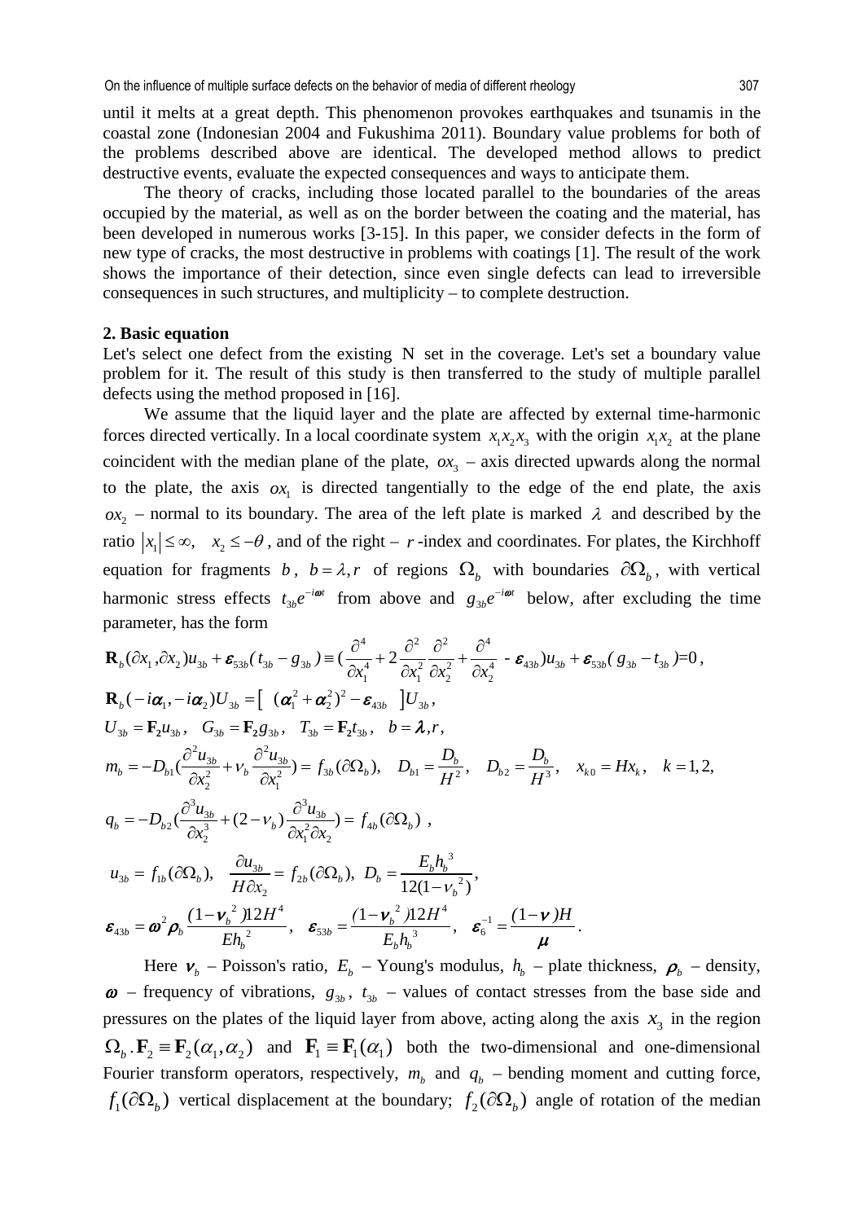until it melts at a great depth. This phenomenon provokes earthquakes and tsunamis in the coastal zone (Indonesian 2004 and Fukushima 2011). Boundary value problems for both of the problems described above are identical. The developed method allows to predict destructive events, evaluate the expected consequences and ways to anticipate them.

The theory of cracks, including those located parallel to the boundaries of the areas occupied by the material, as well as on the border between the coating and the material, has been developed in numerous works [3-15]. In this paper, we consider defects in the form of new type of cracks, the most destructive in problems with coatings [1]. The result of the work shows the importance of their detection, since even single defects can lead to irreversible consequences in such structures, and multiplicity – to complete destruction.

## 2. Basic equation

Let's select one defect from the existing N set in the coverage. Let's set a boundary value problem for it. The result of this study is then transferred to the study of multiple parallel defects using the method proposed in [16].

We assume that the liquid layer and the plate are affected by external time-harmonic forces directed vertically. In a local coordinate system $x_1x_2x_3$ with the origin $x_1x_2$ at the plane coincident with the median plane of the plate, $ox_3$ – axis directed upwards along the normal to the plate, the axis $ox_1$ is directed tangentially to the edge of the end plate, the axis $ox_2$ – normal to its boundary. The area of the left plate is marked $\lambda$ and described by the ratio $|x_1| \leq \infty, \quad x_2 \leq -\theta$, and of the right – $r$-index and coordinates. For plates, the Kirchhoff equation for fragments $b$, $b = \lambda, r$ of regions $\Omega_b$ with boundaries $\partial\Omega_b$, with vertical harmonic stress effects $t_{3b}e^{-i\omega t}$ from above and $g_{3b}e^{-i\omega t}$ below, after excluding the time parameter, has the form

$$\mathbf{R}_b(\partial x_1, \partial x_2)u_{3b} + \boldsymbol{\varepsilon}_{53b}(t_{3b} - g_{3b}) \equiv \left(\frac{\partial^4}{\partial x_1^4} + 2\frac{\partial^2}{\partial x_1^2}\frac{\partial^2}{\partial x_2^2} + \frac{\partial^4}{\partial x_2^4} - \boldsymbol{\varepsilon}_{43b}\right)u_{3b} + \boldsymbol{\varepsilon}_{53b}(g_{3b} - t_{3b}) = 0,$$

$$\mathbf{R}_b(-i\boldsymbol{\alpha}_1, -i\boldsymbol{\alpha}_2)U_{3b} = \left[\ (\boldsymbol{\alpha}_1^2 + \boldsymbol{\alpha}_2^2)^2 - \boldsymbol{\varepsilon}_{43b}\ \right]U_{3b},$$

$$U_{3b} = \mathbf{F_2}u_{3b}, \quad G_{3b} = \mathbf{F_2}g_{3b}, \quad T_{3b} = \mathbf{F_2}t_{3b}, \quad b = \boldsymbol{\lambda}, r,$$

$$m_b = -D_{b1}\left(\frac{\partial^2 u_{3b}}{\partial x_2^2} + \nu_b \frac{\partial^2 u_{3b}}{\partial x_1^2}\right) = f_{3b}(\partial\Omega_b), \quad D_{b1} = \frac{D_b}{H^2}, \quad D_{b2} = \frac{D_b}{H^3}, \quad x_{k0} = Hx_k, \quad k = 1, 2,$$

$$q_b = -D_{b2}\left(\frac{\partial^3 u_{3b}}{\partial x_2^3} + (2 - \nu_b)\frac{\partial^3 u_{3b}}{\partial x_1^2 \partial x_2}\right) = f_{4b}(\partial\Omega_b),$$

$$u_{3b} = f_{1b}(\partial\Omega_b), \quad \frac{\partial u_{3b}}{H\partial x_2} = f_{2b}(\partial\Omega_b), \quad D_b = \frac{E_b h_b^3}{12(1 - \nu_b^2)},$$

$$\boldsymbol{\varepsilon}_{43b} = \boldsymbol{\omega}^2 \boldsymbol{\rho}_b \frac{(1 - \boldsymbol{\nu}_b^2)12H^4}{Eh_b^2}, \quad \boldsymbol{\varepsilon}_{53b} = \frac{(1 - \boldsymbol{\nu}_b^2)12H^4}{E_b h_b^3}, \quad \boldsymbol{\varepsilon}_6^{-1} = \frac{(1 - \boldsymbol{\nu})H}{\boldsymbol{\mu}}.$$

Here $\boldsymbol{\nu}_b$ – Poisson's ratio, $E_b$ – Young's modulus, $h_b$ – plate thickness, $\boldsymbol{\rho}_b$ – density, $\boldsymbol{\omega}$ – frequency of vibrations, $g_{3b}$, $t_{3b}$ – values of contact stresses from the base side and pressures on the plates of the liquid layer from above, acting along the axis $x_3$ in the region $\Omega_b$. $\mathbf{F}_2 \equiv \mathbf{F}_2(\alpha_1, \alpha_2)$ and $\mathbf{F}_1 \equiv \mathbf{F}_1(\alpha_1)$ both the two-dimensional and one-dimensional Fourier transform operators, respectively, $m_b$ and $q_b$ – bending moment and cutting force, $f_1(\partial\Omega_b)$ vertical displacement at the boundary; $f_2(\partial\Omega_b)$ angle of rotation of the median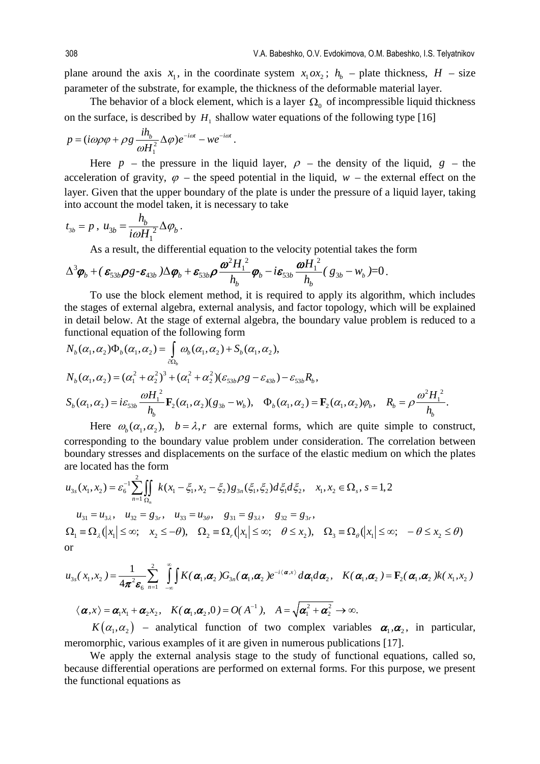plane around the axis $x_1$, in the coordinate system $x_1 o x_2$; $h_b$ – plate thickness, $H$ – size parameter of the substrate, for example, the thickness of the deformable material layer.

The behavior of a block element, which is a layer $\Omega_0$ of incompressible liquid thickness on the surface, is described by $H_1$ shallow water equations of the following type [16]

$$p = (i\omega\rho\varphi + \rho g \frac{ih_b}{\omega H_1^2}\Delta\varphi)e^{-i\omega t} - we^{-i\omega t}.$$

Here $p$ – the pressure in the liquid layer, $\rho$ – the density of the liquid, $g$ – the acceleration of gravity, $\varphi$ – the speed potential in the liquid, $w$ – the external effect on the layer. Given that the upper boundary of the plate is under the pressure of a liquid layer, taking into account the model taken, it is necessary to take

$$t_{3b} = p\,,\; u_{3b} = \frac{h_b}{i\omega H_1^2}\Delta\varphi_b\,.$$

As a result, the differential equation to the velocity potential takes the form

$$\Delta^3\varphi_b + (\varepsilon_{53b}\rho g - \varepsilon_{43b})\Delta\varphi_b + \varepsilon_{53b}\rho\frac{\omega^2 H_1^2}{h_b}\varphi_b - i\varepsilon_{53b}\frac{\omega H_1^2}{h_b}(g_{3b} - w_b) = 0\,.$$

To use the block element method, it is required to apply its algorithm, which includes the stages of external algebra, external analysis, and factor topology, which will be explained in detail below. At the stage of external algebra, the boundary value problem is reduced to a functional equation of the following form

$$N_b(\alpha_1,\alpha_2)\Phi_b(\alpha_1,\alpha_2) = \int\limits_{\partial\Omega_b}\omega_b(\alpha_1,\alpha_2) + S_b(\alpha_1,\alpha_2),$$

$$N_b(\alpha_1,\alpha_2) = (\alpha_1^2+\alpha_2^2)^3 + (\alpha_1^2+\alpha_2^2)(\varepsilon_{53b}\rho g - \varepsilon_{43b}) - \varepsilon_{53b}R_b,$$

$$S_b(\alpha_1,\alpha_2) = i\varepsilon_{53b}\frac{\omega H_1^2}{h_b}\mathbf{F}_2(\alpha_1,\alpha_2)(g_{3b} - w_b), \quad \Phi_b(\alpha_1,\alpha_2) = \mathbf{F}_2(\alpha_1,\alpha_2)\varphi_b, \quad R_b = \rho\frac{\omega^2 H_1^2}{h_b}.$$

Here $\omega_b(\alpha_1,\alpha_2),\;\; b=\lambda,r$ are external forms, which are quite simple to construct, corresponding to the boundary value problem under consideration. The correlation between boundary stresses and displacements on the surface of the elastic medium on which the plates are located has the form

$$u_{3s}(x_1,x_2) = \varepsilon_6^{-1}\sum_{n=1}^{2}\iint\limits_{\Omega_n} k(x_1-\xi_1, x_2-\xi_2)g_{3n}(\xi_1,\xi_2)d\xi_1 d\xi_2, \quad x_1,x_2\in\Omega_s,\; s=1,2$$

$$u_{31}=u_{3\lambda},\quad u_{32}=g_{3r},\quad u_{33}=u_{3\theta},\quad g_{31}=g_{3\lambda},\quad g_{32}=g_{3r},$$

$$\Omega_1 \equiv \Omega_\lambda(|x_1|\le\infty;\;\; x_2\le-\theta),\quad \Omega_2\equiv\Omega_r(|x_1|\le\infty;\;\; \theta\le x_2),\quad \Omega_3\equiv\Omega_\theta(|x_1|\le\infty;\;\; -\theta\le x_2\le\theta)$$

or

$$u_{3s}(x_1,x_2) = \frac{1}{4\pi^2\varepsilon_6}\sum_{n=1}^{2}\int\limits_{-\infty}^{\infty}\int K(\alpha_1,\alpha_2)G_{3n}(\alpha_1,\alpha_2)e^{-i\langle\alpha,x\rangle}d\alpha_1 d\alpha_2,\quad K(\alpha_1,\alpha_2) = \mathbf{F}_2(\alpha_1,\alpha_2)k(x_1,x_2)$$

$$\langle\alpha,x\rangle = \alpha_1 x_1 + \alpha_2 x_2,\quad K(\alpha_1,\alpha_2,0) = O(A^{-1}),\quad A=\sqrt{\alpha_1^2+\alpha_2^2}\to\infty.$$

$K(\alpha_1,\alpha_2)$ – analytical function of two complex variables $\alpha_1,\alpha_2$, in particular, meromorphic, various examples of it are given in numerous publications [17].

We apply the external analysis stage to the study of functional equations, called so, because differential operations are performed on external forms. For this purpose, we present the functional equations as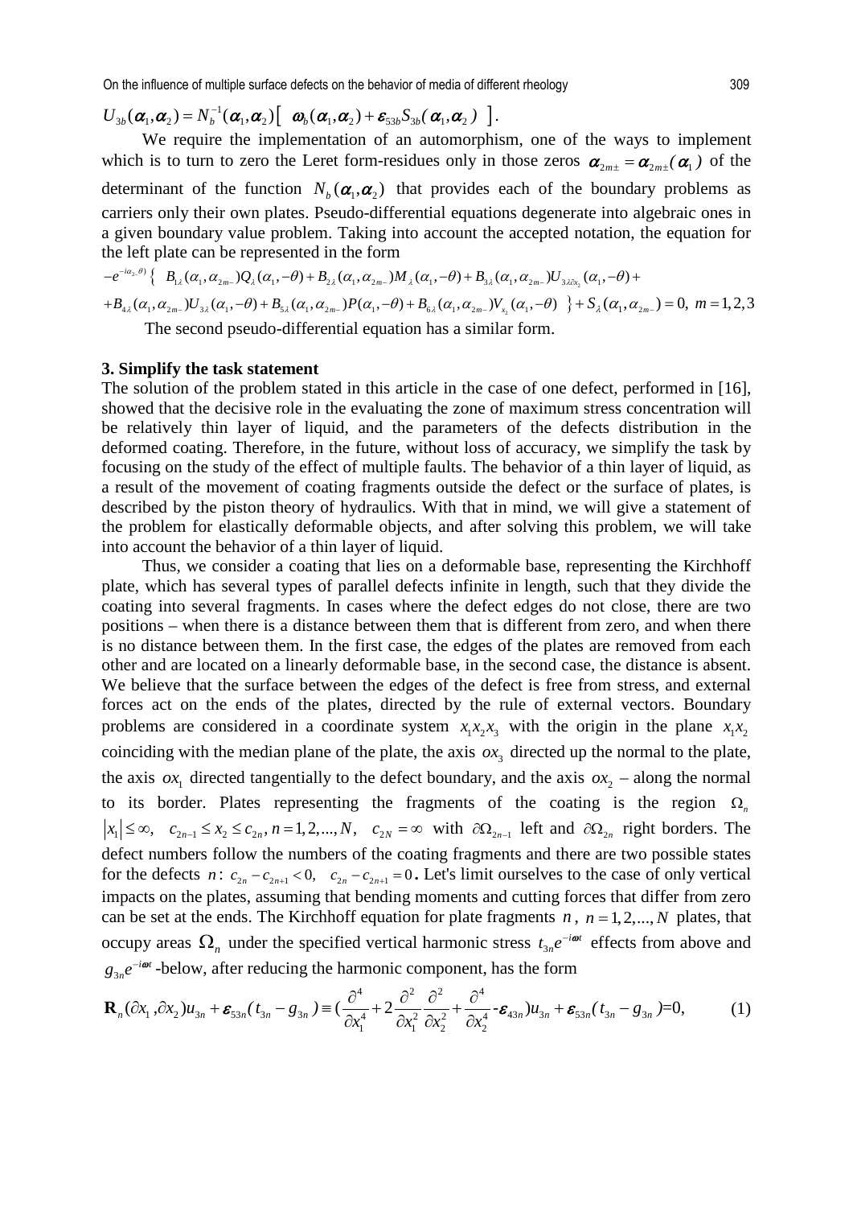$U_{3b}(\alpha_1,\alpha_2) = N_b^{-1}(\alpha_1,\alpha_2)\left[\ \omega_b(\alpha_1,\alpha_2) + \varepsilon_{53b} S_{3b}(\ \alpha_1,\alpha_2\ )\ \right].$

We require the implementation of an automorphism, one of the ways to implement which is to turn to zero the Leret form-residues only in those zeros $\alpha_{2m\pm} = \alpha_{2m\pm}(\ \alpha_1\ )$ of the determinant of the function $N_b(\alpha_1,\alpha_2)$ that provides each of the boundary problems as carriers only their own plates. Pseudo-differential equations degenerate into algebraic ones in a given boundary value problem. Taking into account the accepted notation, the equation for the left plate can be represented in the form

$$-e^{-i\alpha_{2-}\theta)}\left\{\ B_{1\lambda}(\alpha_1,\alpha_{2m-})Q_\lambda(\alpha_1,-\theta) + B_{2\lambda}(\alpha_1,\alpha_{2m-})M_\lambda(\alpha_1,-\theta) + B_{3\lambda}(\alpha_1,\alpha_{2m-})U_{3\lambda\partial x_2}(\alpha_1,-\theta) + \right.$$

$$\left. + B_{4\lambda}(\alpha_1,\alpha_{2m-})U_{3\lambda}(\alpha_1,-\theta) + B_{5\lambda}(\alpha_1,\alpha_{2m-})P(\alpha_1,-\theta) + B_{6\lambda}(\alpha_1,\alpha_{2m-})V_{x_1}(\alpha_1,-\theta)\ \right\} + S_\lambda(\alpha_1,\alpha_{2m-}) = 0,\ m = 1,2,3$$

The second pseudo-differential equation has a similar form.

## 3. Simplify the task statement

The solution of the problem stated in this article in the case of one defect, performed in [16], showed that the decisive role in the evaluating the zone of maximum stress concentration will be relatively thin layer of liquid, and the parameters of the defects distribution in the deformed coating. Therefore, in the future, without loss of accuracy, we simplify the task by focusing on the study of the effect of multiple faults. The behavior of a thin layer of liquid, as a result of the movement of coating fragments outside the defect or the surface of plates, is described by the piston theory of hydraulics. With that in mind, we will give a statement of the problem for elastically deformable objects, and after solving this problem, we will take into account the behavior of a thin layer of liquid.

Thus, we consider a coating that lies on a deformable base, representing the Kirchhoff plate, which has several types of parallel defects infinite in length, such that they divide the coating into several fragments. In cases where the defect edges do not close, there are two positions – when there is a distance between them that is different from zero, and when there is no distance between them. In the first case, the edges of the plates are removed from each other and are located on a linearly deformable base, in the second case, the distance is absent. We believe that the surface between the edges of the defect is free from stress, and external forces act on the ends of the plates, directed by the rule of external vectors. Boundary problems are considered in a coordinate system $x_1x_2x_3$ with the origin in the plane $x_1x_2$ coinciding with the median plane of the plate, the axis $ox_3$ directed up the normal to the plate, the axis $ox_1$ directed tangentially to the defect boundary, and the axis $ox_2$ – along the normal to its border. Plates representing the fragments of the coating is the region $\Omega_n$ $|x_1| \leq \infty,\quad c_{2n-1} \leq x_2 \leq c_{2n}, n = 1,2,...,N,\quad c_{2N} = \infty$ with $\partial\Omega_{2n-1}$ left and $\partial\Omega_{2n}$ right borders. The defect numbers follow the numbers of the coating fragments and there are two possible states for the defects $n$: $c_{2n} - c_{2n+1} < 0,\quad c_{2n} - c_{2n+1} = 0$. Let's limit ourselves to the case of only vertical impacts on the plates, assuming that bending moments and cutting forces that differ from zero can be set at the ends. The Kirchhoff equation for plate fragments $n$, $n = 1,2,...,N$ plates, that occupy areas $\Omega_n$ under the specified vertical harmonic stress $t_{3n}e^{-i\omega t}$ effects from above and $g_{3n}e^{-i\omega t}$ -below, after reducing the harmonic component, has the form

$$\mathbf{R}_n(\partial x_1,\partial x_2)u_{3n} + \varepsilon_{53n}(\ t_{3n} - g_{3n}\ ) \equiv \left(\frac{\partial^4}{\partial x_1^4} + 2\frac{\partial^2}{\partial x_1^2}\frac{\partial^2}{\partial x_2^2} + \frac{\partial^4}{\partial x_2^4} - \varepsilon_{43n}\right)u_{3n} + \varepsilon_{53n}(\ t_{3n} - g_{3n}\ ) = 0, \qquad (1)$$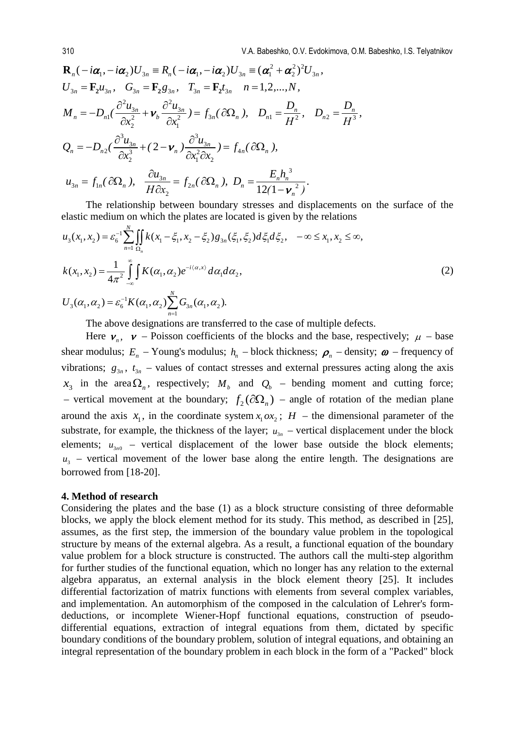$$\mathbf{R}_n(-i\alpha_1,-i\alpha_2)U_{3n} \equiv R_n(-i\alpha_1,-i\alpha_2)U_{3n} \equiv (\alpha_1^2+\alpha_2^2)^2 U_{3n},$$

$$U_{3n}=\mathbf{F}_2 u_{3n}, \quad G_{3n}=\mathbf{F}_2 g_{3n}, \quad T_{3n}=\mathbf{F}_2 t_{3n} \quad n=1,2,...,N,$$

$$M_n=-D_{n1}\left(\frac{\partial^2 u_{3n}}{\partial x_2^2}+\nu_b\frac{\partial^2 u_{3n}}{\partial x_1^2}\right)=f_{3n}(\partial\Omega_n), \quad D_{n1}=\frac{D_n}{H^2}, \quad D_{n2}=\frac{D_n}{H^3},$$

$$Q_n=-D_{n2}\left(\frac{\partial^3 u_{3n}}{\partial x_2^3}+(2-\nu_n)\frac{\partial^3 u_{3n}}{\partial x_1^2\partial x_2}\right)=f_{4n}(\partial\Omega_n),$$

$$u_{3n}=f_{1n}(\partial\Omega_n), \quad \frac{\partial u_{3n}}{H\partial x_2}=f_{2n}(\partial\Omega_n), \quad D_n=\frac{E_n h_n^3}{12(1-\nu_n^2)}.$$

The relationship between boundary stresses and displacements on the surface of the elastic medium on which the plates are located is given by the relations

$$u_3(x_1,x_2)=\varepsilon_6^{-1}\sum_{n=1}^{N}\iint_{\Omega_n} k(x_1-\xi_1,x_2-\xi_2)g_{3n}(\xi_1,\xi_2)d\xi_1 d\xi_2, \quad -\infty\le x_1,x_2\le\infty,$$

$$k(x_1,x_2)=\frac{1}{4\pi^2}\int_{-\infty}^{\infty}\int K(\alpha_1,\alpha_2)e^{-i\langle\alpha,x\rangle}d\alpha_1 d\alpha_2, \tag{2}$$

$$U_3(\alpha_1,\alpha_2)=\varepsilon_6^{-1}K(\alpha_1,\alpha_2)\sum_{n=1}^{N}G_{3n}(\alpha_1,\alpha_2).$$

The above designations are transferred to the case of multiple defects.

Here $\nu_n$, $\nu$ – Poisson coefficients of the blocks and the base, respectively; $\mu$ – base shear modulus; $E_n$ – Young's modulus; $h_n$ – block thickness; $\rho_n$ – density; $\omega$ – frequency of vibrations; $g_{3n}$, $t_{3n}$ – values of contact stresses and external pressures acting along the axis $x_3$ in the area $\Omega_n$, respectively; $M_b$ and $Q_b$ – bending moment and cutting force; – vertical movement at the boundary; $f_2(\partial\Omega_n)$ – angle of rotation of the median plane around the axis $x_1$, in the coordinate system $x_1 o x_2$; $H$ – the dimensional parameter of the substrate, for example, the thickness of the layer; $u_{3n}$ – vertical displacement under the block elements; $u_{3n0}$ – vertical displacement of the lower base outside the block elements; $u_3$ – vertical movement of the lower base along the entire length. The designations are borrowed from [18-20].

## 4. Method of research

Considering the plates and the base (1) as a block structure consisting of three deformable blocks, we apply the block element method for its study. This method, as described in [25], assumes, as the first step, the immersion of the boundary value problem in the topological structure by means of the external algebra. As a result, a functional equation of the boundary value problem for a block structure is constructed. The authors call the multi-step algorithm for further studies of the functional equation, which no longer has any relation to the external algebra apparatus, an external analysis in the block element theory [25]. It includes differential factorization of matrix functions with elements from several complex variables, and implementation. An automorphism of the composed in the calculation of Lehrer's form-deductions, or incomplete Wiener-Hopf functional equations, construction of pseudo-differential equations, extraction of integral equations from them, dictated by specific boundary conditions of the boundary problem, solution of integral equations, and obtaining an integral representation of the boundary problem in each block in the form of a "Packed" block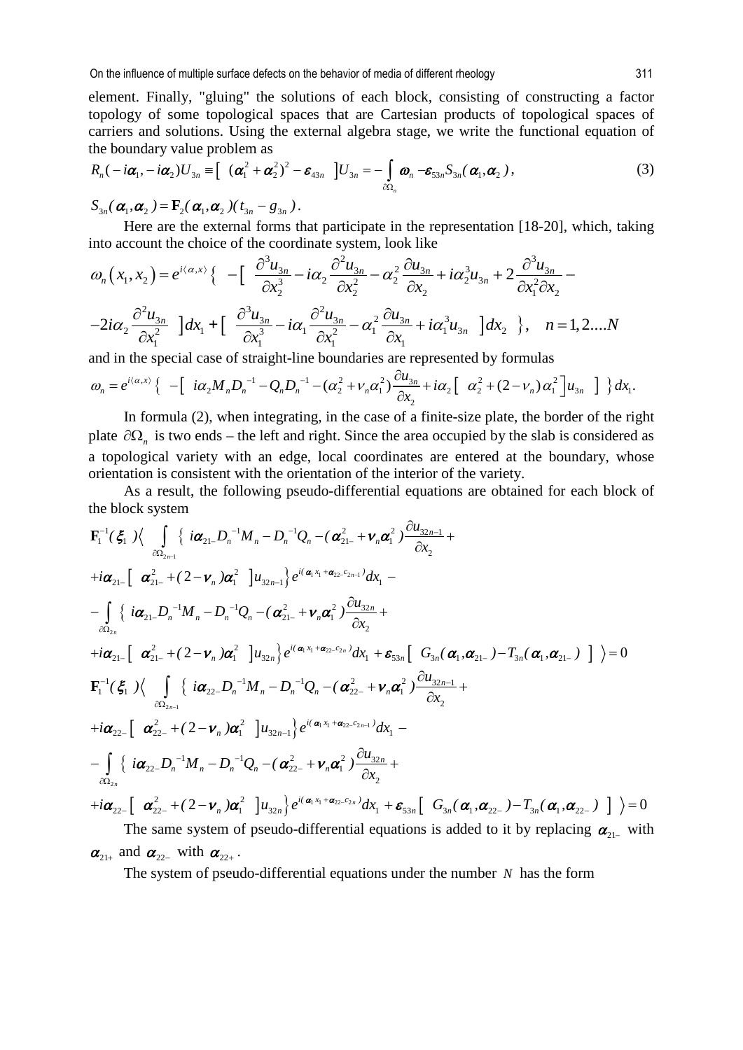element. Finally, "gluing" the solutions of each block, consisting of constructing a factor topology of some topological spaces that are Cartesian products of topological spaces of carriers and solutions. Using the external algebra stage, we write the functional equation of the boundary value problem as

$$R_n(-i\alpha_1, -i\alpha_2)U_{3n} \equiv \left[\ (\alpha_1^2+\alpha_2^2)^2 - \varepsilon_{43n}\ \right]U_{3n} = -\int_{\partial\Omega_n} \omega_n - \varepsilon_{53n}S_{3n}(\alpha_1,\alpha_2), \tag{3}$$

$$S_{3n}(\alpha_1,\alpha_2) = \mathbf{F}_2(\alpha_1,\alpha_2)(t_{3n} - g_{3n}).$$

Here are the external forms that participate in the representation [18-20], which, taking into account the choice of the coordinate system, look like

$$\omega_n(x_1,x_2) = e^{i\langle\alpha,x\rangle}\Big\{ -\Big[\ \frac{\partial^3 u_{3n}}{\partial x_2^3} - i\alpha_2\frac{\partial^2 u_{3n}}{\partial x_2^2} - \alpha_2^2\frac{\partial u_{3n}}{\partial x_2} + i\alpha_2^3 u_{3n} + 2\frac{\partial^3 u_{3n}}{\partial x_1^2 \partial x_2} -$$
$$-2i\alpha_2\frac{\partial^2 u_{3n}}{\partial x_1^2}\ \Big]dx_1 + \Big[\ \frac{\partial^3 u_{3n}}{\partial x_1^3} - i\alpha_1\frac{\partial^2 u_{3n}}{\partial x_1^2} - \alpha_1^2\frac{\partial u_{3n}}{\partial x_1} + i\alpha_1^3 u_{3n}\ \Big]dx_2\ \Big\},\quad n=1,2....N$$

and in the special case of straight-line boundaries are represented by formulas

$$\omega_n = e^{i\langle\alpha,x\rangle}\Big\{ -\Big[\ i\alpha_2 M_n D_n^{-1} - Q_n D_n^{-1} - (\alpha_2^2+\nu_n\alpha_1^2)\frac{\partial u_{3n}}{\partial x_2} + i\alpha_2\Big[\ \alpha_2^2 + (2-\nu_n)\alpha_1^2\Big]u_{3n}\ \Big]\Big\}dx_1.$$

In formula (2), when integrating, in the case of a finite-size plate, the border of the right plate $\partial\Omega_n$ is two ends – the left and right. Since the area occupied by the slab is considered as a topological variety with an edge, local coordinates are entered at the boundary, whose orientation is consistent with the orientation of the interior of the variety.

As a result, the following pseudo-differential equations are obtained for each block of the block system

$$\mathbf{F}_1^{-1}(\xi_1)\Big\langle \int_{\partial\Omega_{2n-1}} \Big\{\ i\alpha_{21-}D_n^{-1}M_n - D_n^{-1}Q_n - (\alpha_{21-}^2 + \nu_n\alpha_1^2)\frac{\partial u_{32n-1}}{\partial x_2} +$$
$$+i\alpha_{21-}\Big[\ \alpha_{21-}^2 + (2-\nu_n)\alpha_1^2\ \Big]u_{32n-1}\Big\}e^{i(\alpha_1 x_1 + \alpha_{22-}c_{2n-1})}dx_1 -$$
$$-\int_{\partial\Omega_{2n}} \Big\{\ i\alpha_{21-}D_n^{-1}M_n - D_n^{-1}Q_n - (\alpha_{21-}^2 + \nu_n\alpha_1^2)\frac{\partial u_{32n}}{\partial x_2} +$$
$$+i\alpha_{21-}\Big[\ \alpha_{21-}^2 + (2-\nu_n)\alpha_1^2\ \Big]u_{32n}\Big\}e^{i(\alpha_1 x_1 + \alpha_{22-}c_{2n})}dx_1 + \varepsilon_{53n}\Big[\ G_{3n}(\alpha_1,\alpha_{21-}) - T_{3n}(\alpha_1,\alpha_{21-})\ \Big]\Big\rangle = 0$$

$$\mathbf{F}_1^{-1}(\xi_1)\Big\langle \int_{\partial\Omega_{2n-1}} \Big\{\ i\alpha_{22-}D_n^{-1}M_n - D_n^{-1}Q_n - (\alpha_{22-}^2 + \nu_n\alpha_1^2)\frac{\partial u_{32n-1}}{\partial x_2} +$$
$$+i\alpha_{22-}\Big[\ \alpha_{22-}^2 + (2-\nu_n)\alpha_1^2\ \Big]u_{32n-1}\Big\}e^{i(\alpha_1 x_1 + \alpha_{22-}c_{2n-1})}dx_1 -$$
$$-\int_{\partial\Omega_{2n}} \Big\{\ i\alpha_{22-}D_n^{-1}M_n - D_n^{-1}Q_n - (\alpha_{22-}^2 + \nu_n\alpha_1^2)\frac{\partial u_{32n}}{\partial x_2} +$$
$$+i\alpha_{22-}\Big[\ \alpha_{22-}^2 + (2-\nu_n)\alpha_1^2\ \Big]u_{32n}\Big\}e^{i(\alpha_1 x_1 + \alpha_{22-}c_{2n})}dx_1 + \varepsilon_{53n}\Big[\ G_{3n}(\alpha_1,\alpha_{22-}) - T_{3n}(\alpha_1,\alpha_{22-})\ \Big]\Big\rangle = 0$$

The same system of pseudo-differential equations is added to it by replacing $\alpha_{21-}$ with $\alpha_{21+}$ and $\alpha_{22-}$ with $\alpha_{22+}$.

The system of pseudo-differential equations under the number $N$ has the form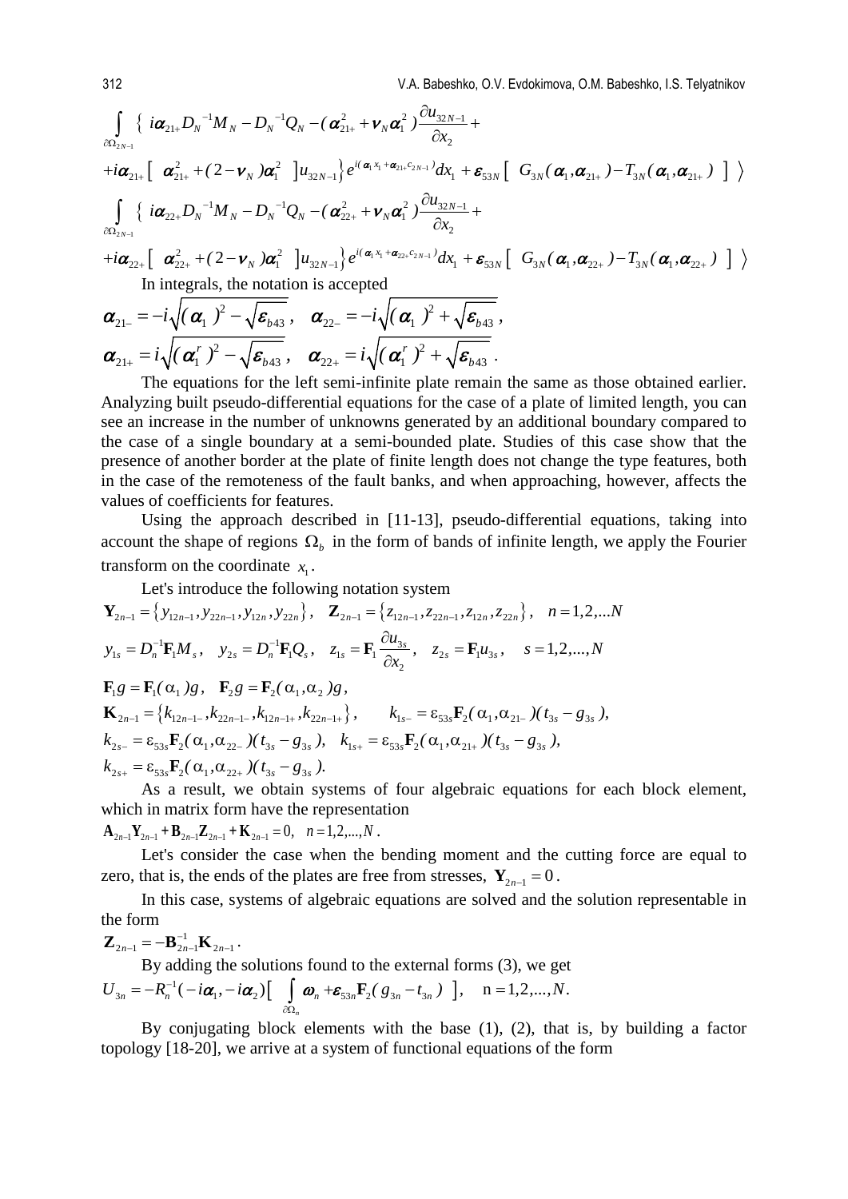$$\int_{\partial\Omega_{2N-1}} \left\{ i\alpha_{21+} D_N^{-1} M_N - D_N^{-1} Q_N - (\alpha_{21+}^2 + \nu_N \alpha_1^2) \frac{\partial u_{32N-1}}{\partial x_2} + \right.$$

$$\left. + i\alpha_{21+} \left[ \alpha_{21+}^2 + (2-\nu_N)\alpha_1^2 \right] u_{32N-1} \right\} e^{i(\alpha_1 x_1 + \alpha_{21+} c_{2N-1})} dx_1 + \varepsilon_{53N} \left[ G_{3N}(\alpha_1, \alpha_{21+}) - T_{3N}(\alpha_1, \alpha_{21+}) \right] \rangle$$

$$\int_{\partial\Omega_{2N-1}} \left\{ i\alpha_{22+} D_N^{-1} M_N - D_N^{-1} Q_N - (\alpha_{22+}^2 + \nu_N \alpha_1^2) \frac{\partial u_{32N-1}}{\partial x_2} + \right.$$

$$\left. + i\alpha_{22+} \left[ \alpha_{22+}^2 + (2-\nu_N)\alpha_1^2 \right] u_{32N-1} \right\} e^{i(\alpha_1 x_1 + \alpha_{22+} c_{2N-1})} dx_1 + \varepsilon_{53N} \left[ G_{3N}(\alpha_1, \alpha_{22+}) - T_{3N}(\alpha_1, \alpha_{22+}) \right] \rangle$$

In integrals, the notation is accepted

$$\alpha_{21-} = -i\sqrt{(\alpha_1)^2 - \sqrt{\varepsilon_{b43}}}, \quad \alpha_{22-} = -i\sqrt{(\alpha_1)^2 + \sqrt{\varepsilon_{b43}}},$$

$$\alpha_{21+} = i\sqrt{(\alpha_1^r)^2 - \sqrt{\varepsilon_{b43}}}, \quad \alpha_{22+} = i\sqrt{(\alpha_1^r)^2 + \sqrt{\varepsilon_{b43}}}.$$

The equations for the left semi-infinite plate remain the same as those obtained earlier. Analyzing built pseudo-differential equations for the case of a plate of limited length, you can see an increase in the number of unknowns generated by an additional boundary compared to the case of a single boundary at a semi-bounded plate. Studies of this case show that the presence of another border at the plate of finite length does not change the type features, both in the case of the remoteness of the fault banks, and when approaching, however, affects the values of coefficients for features.

Using the approach described in [11-13], pseudo-differential equations, taking into account the shape of regions $\Omega_b$ in the form of bands of infinite length, we apply the Fourier transform on the coordinate $x_1$.

Let's introduce the following notation system

$$\mathbf{Y}_{2n-1} = \{y_{12n-1}, y_{22n-1}, y_{12n}, y_{22n}\}, \quad \mathbf{Z}_{2n-1} = \{z_{12n-1}, z_{22n-1}, z_{12n}, z_{22n}\}, \quad n = 1,2,...N$$

$$y_{1s} = D_n^{-1} \mathbf{F}_1 M_s, \quad y_{2s} = D_n^{-1} \mathbf{F}_1 Q_s, \quad z_{1s} = \mathbf{F}_1 \frac{\partial u_{3s}}{\partial x_2}, \quad z_{2s} = \mathbf{F}_1 u_{3s}, \quad s = 1,2,...,N$$

$$\mathbf{F}_1 g = \mathbf{F}_1(\alpha_1) g, \quad \mathbf{F}_2 g = \mathbf{F}_2(\alpha_1, \alpha_2) g,$$

$$\mathbf{K}_{2n-1} = \{k_{12n-1-}, k_{22n-1-}, k_{12n-1+}, k_{22n-1+}\}, \qquad k_{1s-} = \varepsilon_{53s} \mathbf{F}_2(\alpha_1, \alpha_{21-})(t_{3s} - g_{3s}),$$

$$k_{2s-} = \varepsilon_{53s} \mathbf{F}_2(\alpha_1, \alpha_{22-})(t_{3s} - g_{3s}), \quad k_{1s+} = \varepsilon_{53s} \mathbf{F}_2(\alpha_1, \alpha_{21+})(t_{3s} - g_{3s}),$$

$$k_{2s+} = \varepsilon_{53s} \mathbf{F}_2(\alpha_1, \alpha_{22+})(t_{3s} - g_{3s}).$$

As a result, we obtain systems of four algebraic equations for each block element, which in matrix form have the representation

$$\mathbf{A}_{2n-1} \mathbf{Y}_{2n-1} + \mathbf{B}_{2n-1} \mathbf{Z}_{2n-1} + \mathbf{K}_{2n-1} = 0, \quad n = 1,2,...,N.$$

Let's consider the case when the bending moment and the cutting force are equal to zero, that is, the ends of the plates are free from stresses, $\mathbf{Y}_{2n-1} = 0$.

In this case, systems of algebraic equations are solved and the solution representable in the form

$$\mathbf{Z}_{2n-1} = -\mathbf{B}_{2n-1}^{-1} \mathbf{K}_{2n-1}.$$

By adding the solutions found to the external forms (3), we get

$$U_{3n} = -R_n^{-1}(-i\alpha_1, -i\alpha_2) \left[ \int_{\partial\Omega_n} \omega_n + \varepsilon_{53n} \mathbf{F}_2(g_{3n} - t_{3n}) \right], \quad \mathrm{n} = 1,2,...,N.$$

By conjugating block elements with the base (1), (2), that is, by building a factor topology [18-20], we arrive at a system of functional equations of the form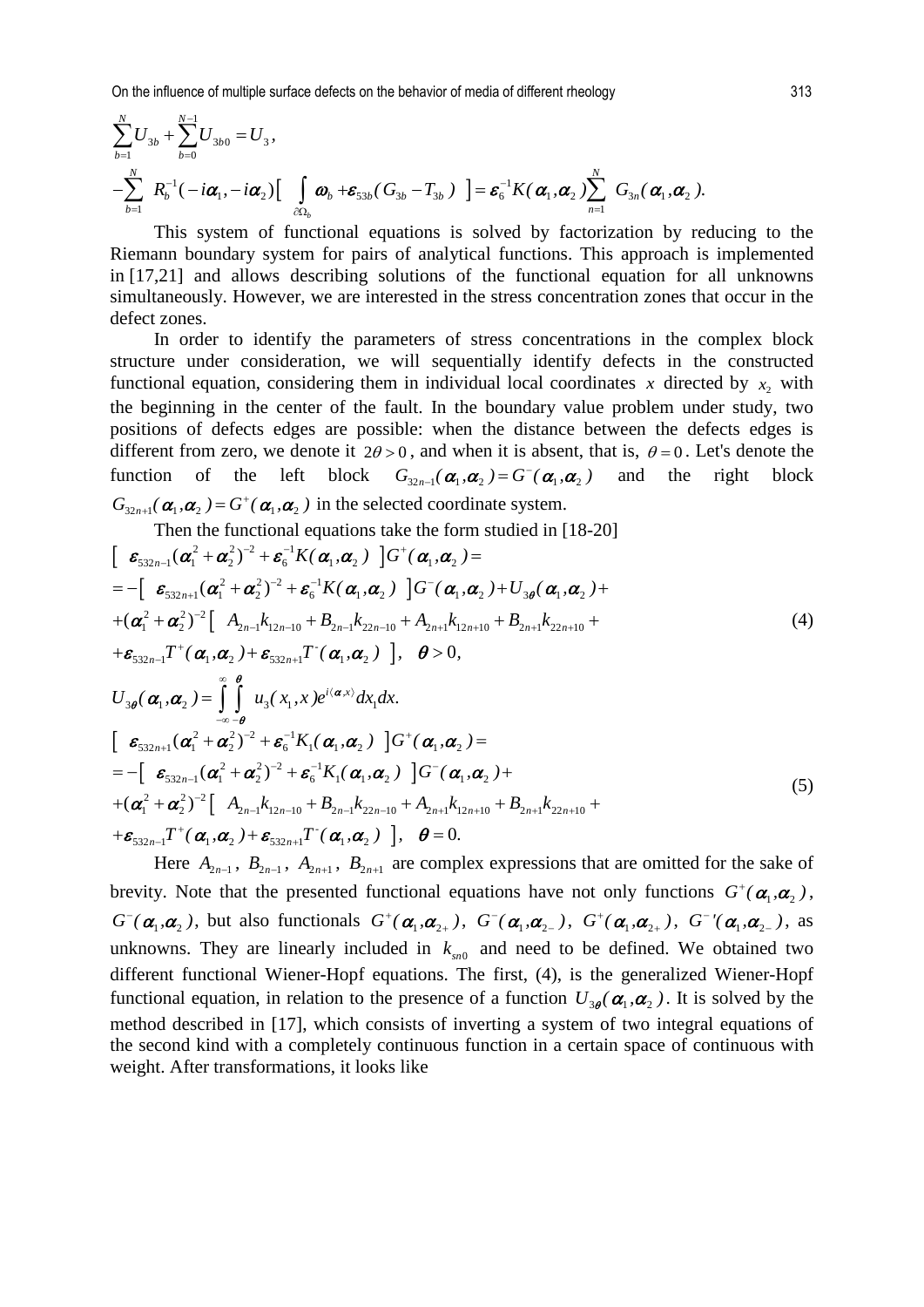$$\sum_{b=1}^{N} U_{3b} + \sum_{b=0}^{N-1} U_{3b0} = U_3,$$

$$-\sum_{b=1}^{N} R_b^{-1}(-i\alpha_1, -i\alpha_2)\Big[ \int_{\partial\Omega_b} \omega_b + \varepsilon_{53b}(G_{3b} - T_{3b}) \Big] = \varepsilon_6^{-1} K(\alpha_1, \alpha_2) \sum_{n=1}^{N} G_{3n}(\alpha_1, \alpha_2).$$

This system of functional equations is solved by factorization by reducing to the Riemann boundary system for pairs of analytical functions. This approach is implemented in [17,21] and allows describing solutions of the functional equation for all unknowns simultaneously. However, we are interested in the stress concentration zones that occur in the defect zones.

In order to identify the parameters of stress concentrations in the complex block structure under consideration, we will sequentially identify defects in the constructed functional equation, considering them in individual local coordinates $x$ directed by $x_2$ with the beginning in the center of the fault. In the boundary value problem under study, two positions of defects edges are possible: when the distance between the defects edges is different from zero, we denote it $2\theta > 0$, and when it is absent, that is, $\theta = 0$. Let's denote the function of the left block $G_{32n-1}(\alpha_1, \alpha_2) = G^-(\alpha_1, \alpha_2)$ and the right block $G_{32n+1}(\alpha_1, \alpha_2) = G^+(\alpha_1, \alpha_2)$ in the selected coordinate system.

Then the functional equations take the form studied in [18-20]

$$\begin{aligned}
&\Big[ \varepsilon_{532n-1}(\alpha_1^2 + \alpha_2^2)^{-2} + \varepsilon_6^{-1} K(\alpha_1, \alpha_2) \Big] G^+(\alpha_1, \alpha_2) = \\
&= -\Big[ \varepsilon_{532n+1}(\alpha_1^2 + \alpha_2^2)^{-2} + \varepsilon_6^{-1} K(\alpha_1, \alpha_2) \Big] G^-(\alpha_1, \alpha_2) + U_{3\theta}(\alpha_1, \alpha_2) + \\
&+ (\alpha_1^2 + \alpha_2^2)^{-2} \Big[ A_{2n-1} k_{12n-10} + B_{2n-1} k_{22n-10} + A_{2n+1} k_{12n+10} + B_{2n+1} k_{22n+10} + \\
&+ \varepsilon_{532n-1} T^+(\alpha_1, \alpha_2) + \varepsilon_{532n+1} T^-(\alpha_1, \alpha_2) \Big], \quad \theta > 0,
\end{aligned} \tag{4}$$

$$U_{3\theta}(\alpha_1, \alpha_2) = \int_{-\infty}^{\infty} \int_{-\theta}^{\theta} u_3(x_1, x) e^{i\langle \alpha, x \rangle} dx_1 dx.$$

$$\begin{aligned}
&\Big[ \varepsilon_{532n+1}(\alpha_1^2 + \alpha_2^2)^{-2} + \varepsilon_6^{-1} K_1(\alpha_1, \alpha_2) \Big] G^+(\alpha_1, \alpha_2) = \\
&= -\Big[ \varepsilon_{532n-1}(\alpha_1^2 + \alpha_2^2)^{-2} + \varepsilon_6^{-1} K_1(\alpha_1, \alpha_2) \Big] G^-(\alpha_1, \alpha_2) + \\
&+ (\alpha_1^2 + \alpha_2^2)^{-2} \Big[ A_{2n-1} k_{12n-10} + B_{2n-1} k_{22n-10} + A_{2n+1} k_{12n+10} + B_{2n+1} k_{22n+10} + \\
&+ \varepsilon_{532n-1} T^+(\alpha_1, \alpha_2) + \varepsilon_{532n+1} T^-(\alpha_1, \alpha_2) \Big], \quad \theta = 0.
\end{aligned} \tag{5}$$

Here $A_{2n-1}$, $B_{2n-1}$, $A_{2n+1}$, $B_{2n+1}$ are complex expressions that are omitted for the sake of brevity. Note that the presented functional equations have not only functions $G^+(\alpha_1, \alpha_2)$, $G^-(\alpha_1, \alpha_2)$, but also functionals $G^+(\alpha_1, \alpha_{2+})$, $G^-(\alpha_1, \alpha_{2-})$, $G^+(\alpha_1, \alpha_{2+})$, $G^{-\prime}(\alpha_1, \alpha_{2-})$, as unknowns. They are linearly included in $k_{sn0}$ and need to be defined. We obtained two different functional Wiener-Hopf equations. The first, (4), is the generalized Wiener-Hopf functional equation, in relation to the presence of a function $U_{3\theta}(\alpha_1, \alpha_2)$. It is solved by the method described in [17], which consists of inverting a system of two integral equations of the second kind with a completely continuous function in a certain space of continuous with weight. After transformations, it looks like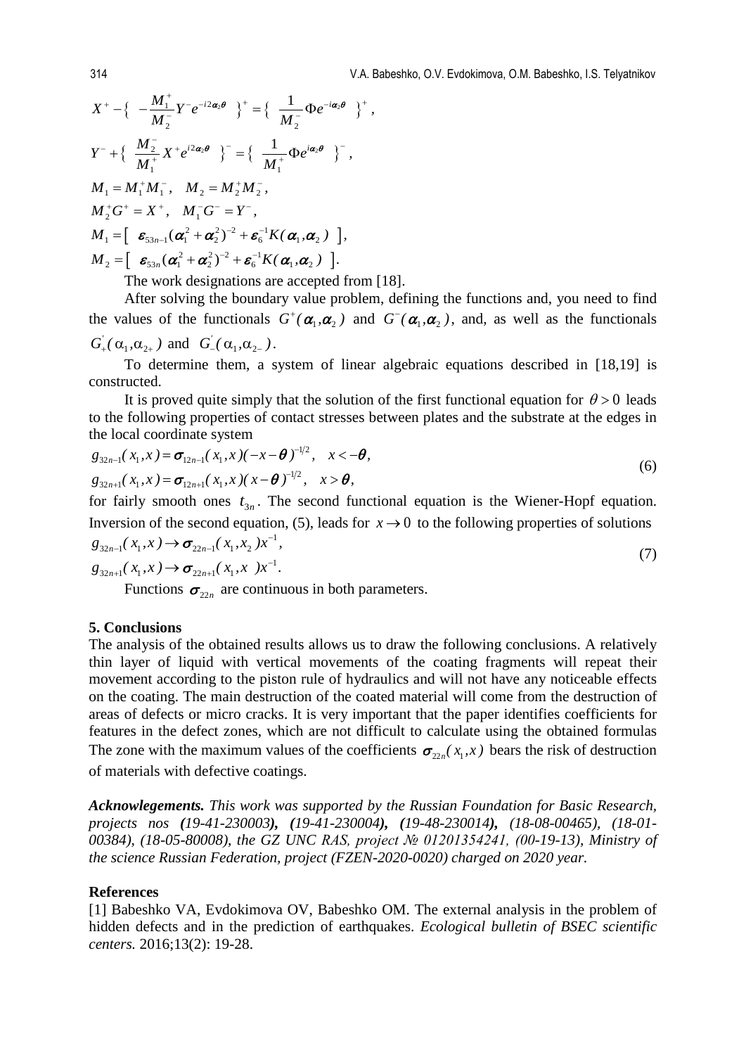$$X^+ - \left\{ -\frac{M_1^+}{M_2^-} Y^- e^{-i2\alpha_2\theta} \right\}^+ = \left\{ \frac{1}{M_2^-} \Phi e^{-i\alpha_2\theta} \right\}^+,$$

$$Y^- + \left\{ \frac{M_2^-}{M_1^+} X^+ e^{i2\alpha_2\theta} \right\}^- = \left\{ \frac{1}{M_1^+} \Phi e^{i\alpha_2\theta} \right\}^-,$$

$$M_1 = M_1^+ M_1^-, \quad M_2 = M_2^+ M_2^-,$$

$$M_2^+ G^+ = X^+, \quad M_1^- G^- = Y^-,$$

$$M_1 = \left[ \varepsilon_{53n-1}(\alpha_1^2 + \alpha_2^2)^{-2} + \varepsilon_6^{-1} K(\alpha_1, \alpha_2) \right],$$

$$M_2 = \left[ \varepsilon_{53n}(\alpha_1^2 + \alpha_2^2)^{-2} + \varepsilon_6^{-1} K(\alpha_1, \alpha_2) \right].$$

The work designations are accepted from [18].

After solving the boundary value problem, defining the functions and, you need to find the values of the functionals $G^+(\alpha_1, \alpha_2)$ and $G^-(\alpha_1, \alpha_2)$, and, as well as the functionals $G'_+(\alpha_1, \alpha_{2+})$ and $G'_-(\alpha_1, \alpha_{2-})$.

To determine them, a system of linear algebraic equations described in [18,19] is constructed.

It is proved quite simply that the solution of the first functional equation for $\theta > 0$ leads to the following properties of contact stresses between plates and the substrate at the edges in the local coordinate system

$$g_{32n-1}(x_1, x) = \sigma_{12n-1}(x_1, x)(-x-\theta)^{-1/2}, \quad x < -\theta,$$
$$g_{32n+1}(x_1, x) = \sigma_{12n+1}(x_1, x)(x-\theta)^{-1/2}, \quad x > \theta, \tag{6}$$

for fairly smooth ones $t_{3n}$. The second functional equation is the Wiener-Hopf equation. Inversion of the second equation, (5), leads for $x \to 0$ to the following properties of solutions

$$g_{32n-1}(x_1, x) \to \sigma_{22n-1}(x_1, x_2)x^{-1},$$
$$g_{32n+1}(x_1, x) \to \sigma_{22n+1}(x_1, x)x^{-1}. \tag{7}$$

Functions $\sigma_{22n}$ are continuous in both parameters.

## 5. Conclusions

The analysis of the obtained results allows us to draw the following conclusions. A relatively thin layer of liquid with vertical movements of the coating fragments will repeat their movement according to the piston rule of hydraulics and will not have any noticeable effects on the coating. The main destruction of the coated material will come from the destruction of areas of defects or micro cracks. It is very important that the paper identifies coefficients for features in the defect zones, which are not difficult to calculate using the obtained formulas The zone with the maximum values of the coefficients $\sigma_{22n}(x_1, x)$ bears the risk of destruction of materials with defective coatings.

***Acknowlegements.*** *This work was supported by the Russian Foundation for Basic Research, projects nos* ***(****19-41-230003****), (****19-41-230004****), (****19-48-230014****),*** *(18-08-00465), (18-01-00384), (18-05-80008), the GZ UNC RAS, project № 01201354241, (00-19-13), Ministry of the science Russian Federation, project (FZEN-2020-0020) charged on 2020 year.*

## References

[1] Babeshko VA, Evdokimova OV, Babeshko OM. The external analysis in the problem of hidden defects and in the prediction of earthquakes. *Ecological bulletin of BSEC scientific centers.* 2016;13(2): 19-28.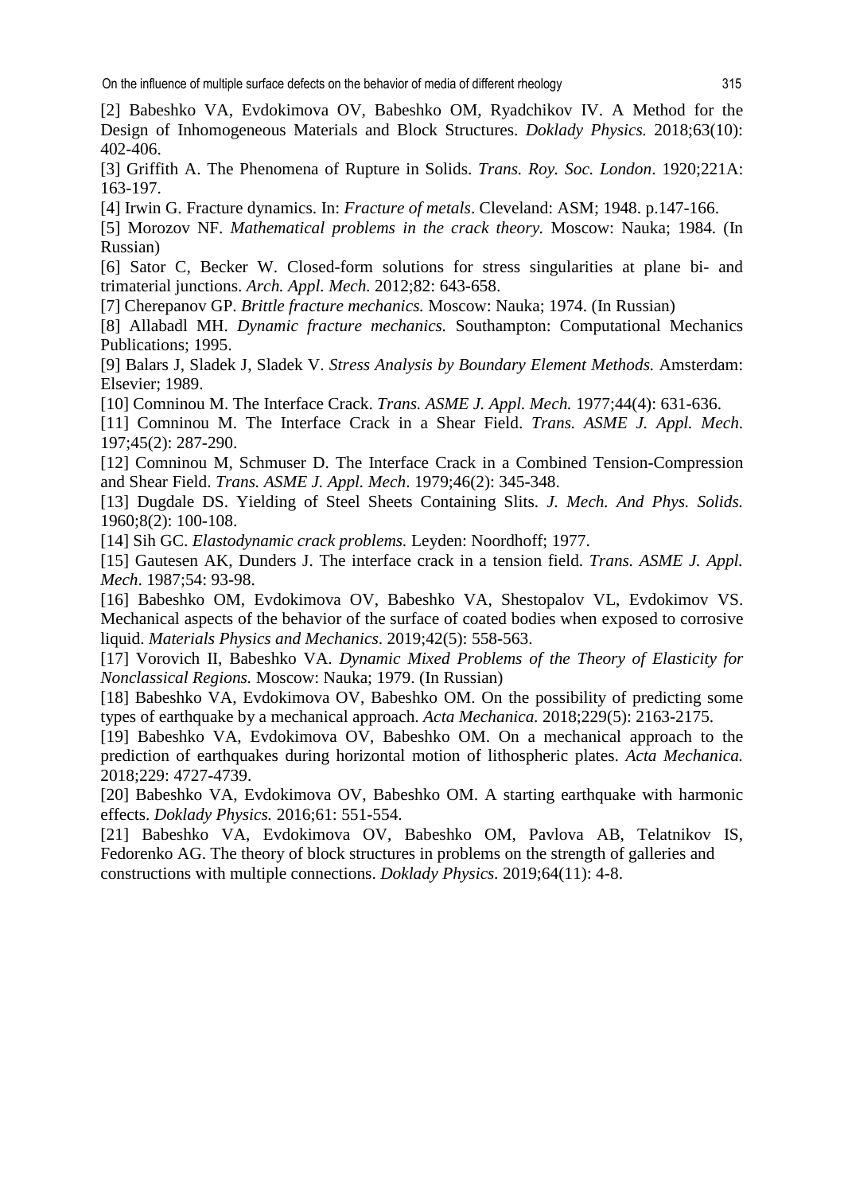[2] Babeshko VA, Evdokimova OV, Babeshko OM, Ryadchikov IV. A Method for the Design of Inhomogeneous Materials and Block Structures. *Doklady Physics.* 2018;63(10): 402-406.

[3] Griffith A. The Phenomena of Rupture in Solids. *Trans. Roy. Soc. London*. 1920;221A: 163-197.

[4] Irwin G. Fracture dynamics. In: *Fracture of metals*. Cleveland: ASM; 1948. p.147-166.

[5] Morozov NF. *Mathematical problems in the crack theory.* Moscow: Nauka; 1984. (In Russian)

[6] Sator C, Becker W. Closed-form solutions for stress singularities at plane bi- and trimaterial junctions. *Arch. Appl. Mech.* 2012;82: 643-658.

[7] Cherepanov GP. *Brittle fracture mechanics.* Moscow: Nauka; 1974. (In Russian)

[8] Allabadl MH. *Dynamic fracture mechanics.* Southampton: Computational Mechanics Publications; 1995.

[9] Balars J, Sladek J, Sladek V. *Stress Analysis by Boundary Element Methods.* Amsterdam: Elsevier; 1989.

[10] Comninou M. The Interface Crack. *Trans. ASME J. Appl. Mech.* 1977;44(4): 631-636.

[11] Comninou M. The Interface Crack in a Shear Field. *Trans. ASME J. Appl. Mech*. 197;45(2): 287-290.

[12] Comninou M, Schmuser D. The Interface Crack in a Combined Tension-Compression and Shear Field. *Trans. ASME J. Appl. Mech*. 1979;46(2): 345-348.

[13] Dugdale DS. Yielding of Steel Sheets Containing Slits. *J. Mech. And Phys. Solids.* 1960;8(2): 100-108.

[14] Sih GC. *Elastodynamic crack problems.* Leyden: Noordhoff; 1977.

[15] Gautesen AK, Dunders J. The interface crack in a tension field. *Trans. ASME J. Appl. Mech*. 1987;54: 93-98.

[16] Babeshko OM, Evdokimova OV, Babeshko VA, Shestopalov VL, Evdokimov VS. Mechanical aspects of the behavior of the surface of coated bodies when exposed to corrosive liquid. *Materials Physics and Mechanics*. 2019;42(5): 558-563.

[17] Vorovich II, Babeshko VA. *Dynamic Mixed Problems of the Theory of Elasticity for Nonclassical Regions.* Moscow: Nauka; 1979. (In Russian)

[18] Babeshko VA, Evdokimova OV, Babeshko OM. On the possibility of predicting some types of earthquake by a mechanical approach. *Acta Mechanica.* 2018;229(5): 2163-2175.

[19] Babeshko VA, Evdokimova OV, Babeshko OM. On a mechanical approach to the prediction of earthquakes during horizontal motion of lithospheric plates. *Acta Mechanica.* 2018;229: 4727-4739.

[20] Babeshko VA, Evdokimova OV, Babeshko OM. A starting earthquake with harmonic effects. *Doklady Physics.* 2016;61: 551-554.

[21] Babeshko VA, Evdokimova OV, Babeshko OM, Pavlova AB, Telatnikov IS, Fedorenko AG. The theory of block structures in problems on the strength of galleries and constructions with multiple connections. *Doklady Physics.* 2019;64(11): 4-8.